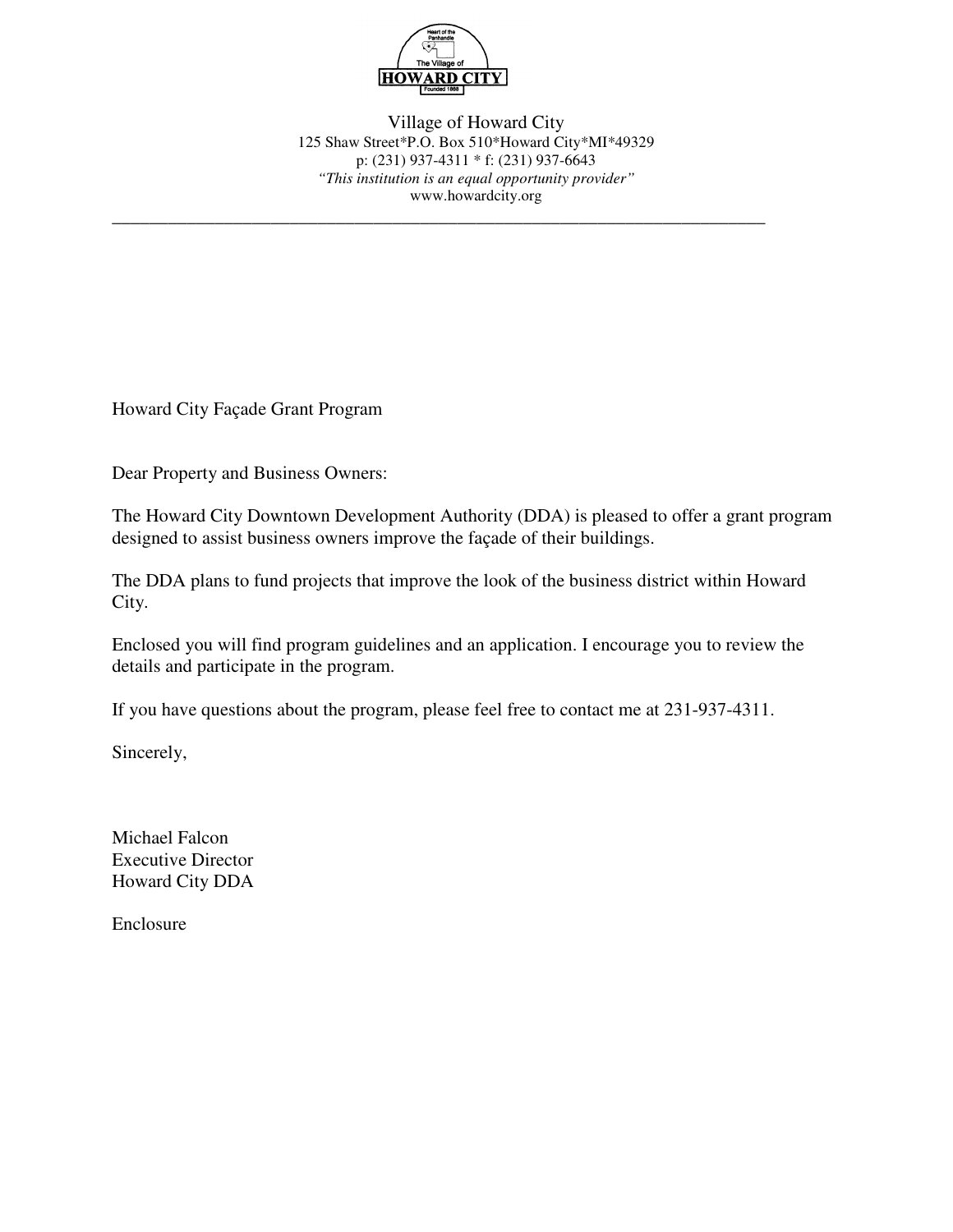Village of Howard City
125 Shaw Street*P.O. Box 510*Howard City*MI*49329
p: (231) 937-4311 * f: (231) 937-6643
*"This institution is an equal opportunity provider"*
www.howardcity.org

---

Howard City Façade Grant Program

Dear Property and Business Owners:

The Howard City Downtown Development Authority (DDA) is pleased to offer a grant program designed to assist business owners improve the façade of their buildings.

The DDA plans to fund projects that improve the look of the business district within Howard City.

Enclosed you will find program guidelines and an application. I encourage you to review the details and participate in the program.

If you have questions about the program, please feel free to contact me at 231-937-4311.

Sincerely,

Michael Falcon
Executive Director
Howard City DDA

Enclosure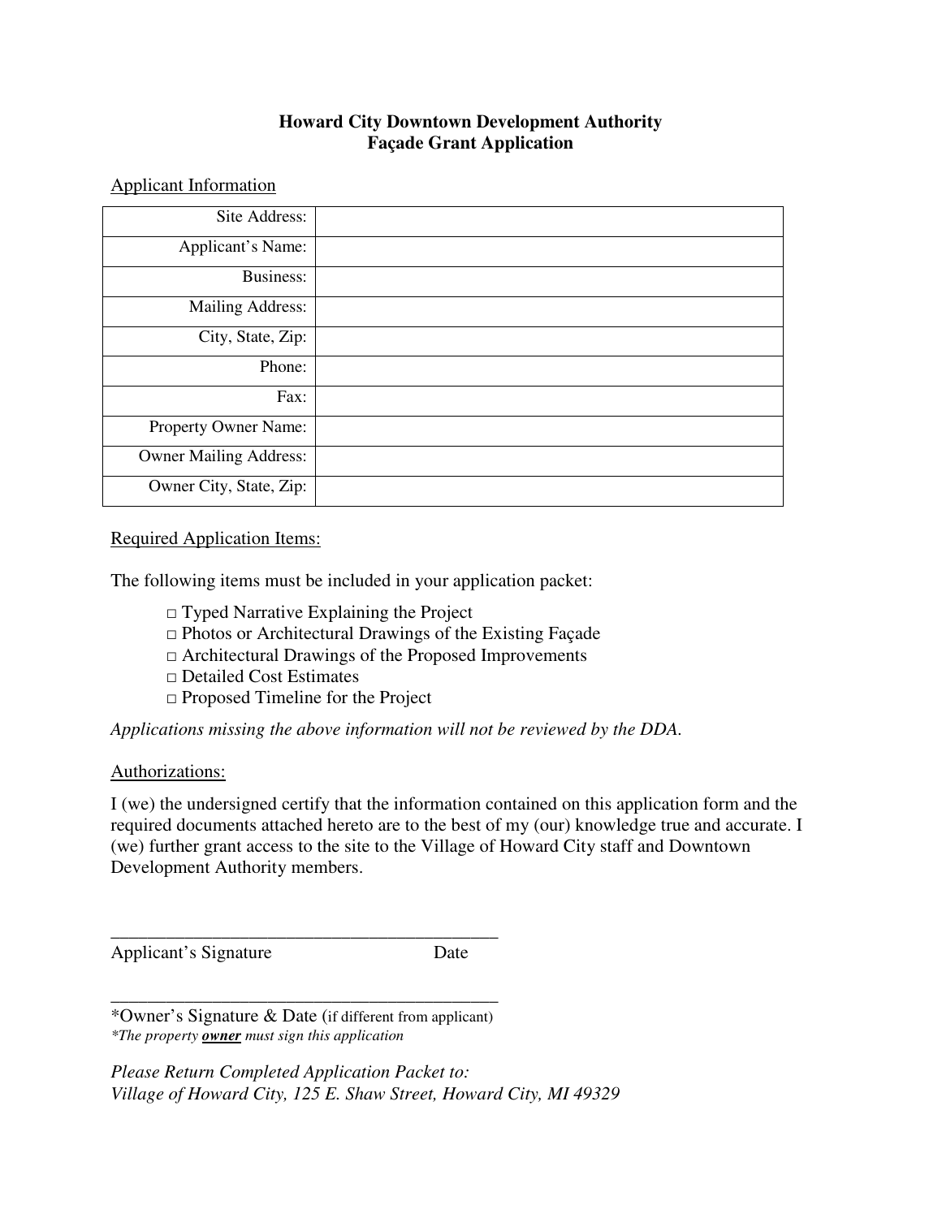# Howard City Downtown Development Authority
# Façade Grant Application

Applicant Information

| | |
|---|---|
| Site Address: | |
| Applicant's Name: | |
| Business: | |
| Mailing Address: | |
| City, State, Zip: | |
| Phone: | |
| Fax: | |
| Property Owner Name: | |
| Owner Mailing Address: | |
| Owner City, State, Zip: | |

Required Application Items:

The following items must be included in your application packet:

- □ Typed Narrative Explaining the Project
- □ Photos or Architectural Drawings of the Existing Façade
- □ Architectural Drawings of the Proposed Improvements
- □ Detailed Cost Estimates
- □ Proposed Timeline for the Project

*Applications missing the above information will not be reviewed by the DDA.*

Authorizations:

I (we) the undersigned certify that the information contained on this application form and the required documents attached hereto are to the best of my (our) knowledge true and accurate. I (we) further grant access to the site to the Village of Howard City staff and Downtown Development Authority members.

\_\_\_\_\_\_\_\_\_\_\_\_\_\_\_\_\_\_\_\_\_\_\_\_\_\_\_\_\_\_\_\_\_\_\_\_\_\_\_\_\_\_\_
Applicant's Signature Date

\_\_\_\_\_\_\_\_\_\_\_\_\_\_\_\_\_\_\_\_\_\_\_\_\_\_\_\_\_\_\_\_\_\_\_\_\_\_\_\_\_\_\_
*Owner's Signature & Date (if different from applicant)
*\*The property **owner** must sign this application*

*Please Return Completed Application Packet to:*
*Village of Howard City, 125 E. Shaw Street, Howard City, MI 49329*